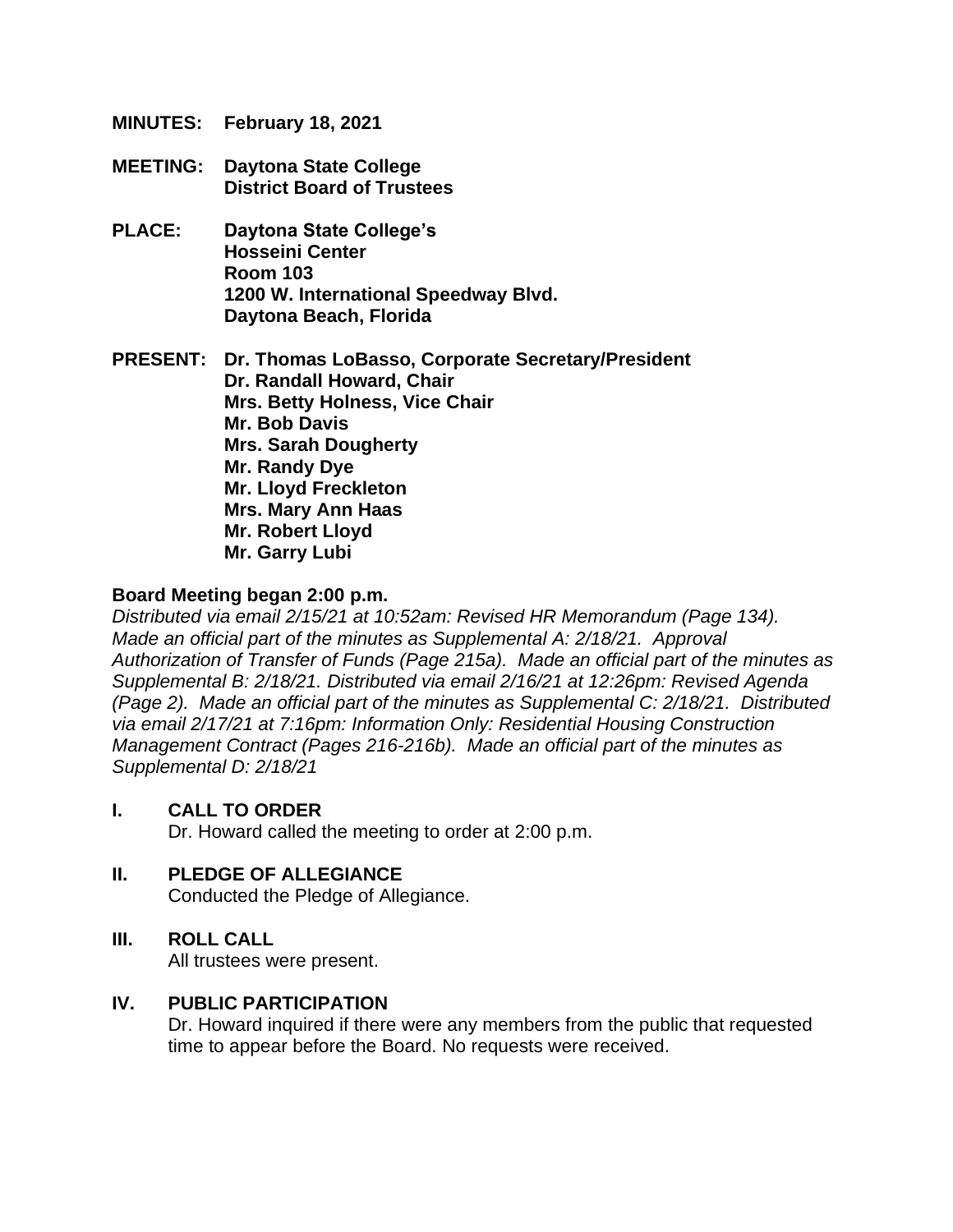**MINUTES:** **February 18, 2021**

**MEETING:** **Daytona State College**
**District Board of Trustees**

**PLACE:** **Daytona State College's**
**Hosseini Center**
**Room 103**
**1200 W. International Speedway Blvd.**
**Daytona Beach, Florida**

**PRESENT:** **Dr. Thomas LoBasso, Corporate Secretary/President**
**Dr. Randall Howard, Chair**
**Mrs. Betty Holness, Vice Chair**
**Mr. Bob Davis**
**Mrs. Sarah Dougherty**
**Mr. Randy Dye**
**Mr. Lloyd Freckleton**
**Mrs. Mary Ann Haas**
**Mr. Robert Lloyd**
**Mr. Garry Lubi**

**Board Meeting began 2:00 p.m.**

*Distributed via email 2/15/21 at 10:52am: Revised HR Memorandum (Page 134). Made an official part of the minutes as Supplemental A: 2/18/21. Approval Authorization of Transfer of Funds (Page 215a). Made an official part of the minutes as Supplemental B: 2/18/21. Distributed via email 2/16/21 at 12:26pm: Revised Agenda (Page 2). Made an official part of the minutes as Supplemental C: 2/18/21. Distributed via email 2/17/21 at 7:16pm: Information Only: Residential Housing Construction Management Contract (Pages 216-216b). Made an official part of the minutes as Supplemental D: 2/18/21*

## I. CALL TO ORDER

Dr. Howard called the meeting to order at 2:00 p.m.

## II. PLEDGE OF ALLEGIANCE

Conducted the Pledge of Allegiance.

## III. ROLL CALL

All trustees were present.

## IV. PUBLIC PARTICIPATION

Dr. Howard inquired if there were any members from the public that requested time to appear before the Board. No requests were received.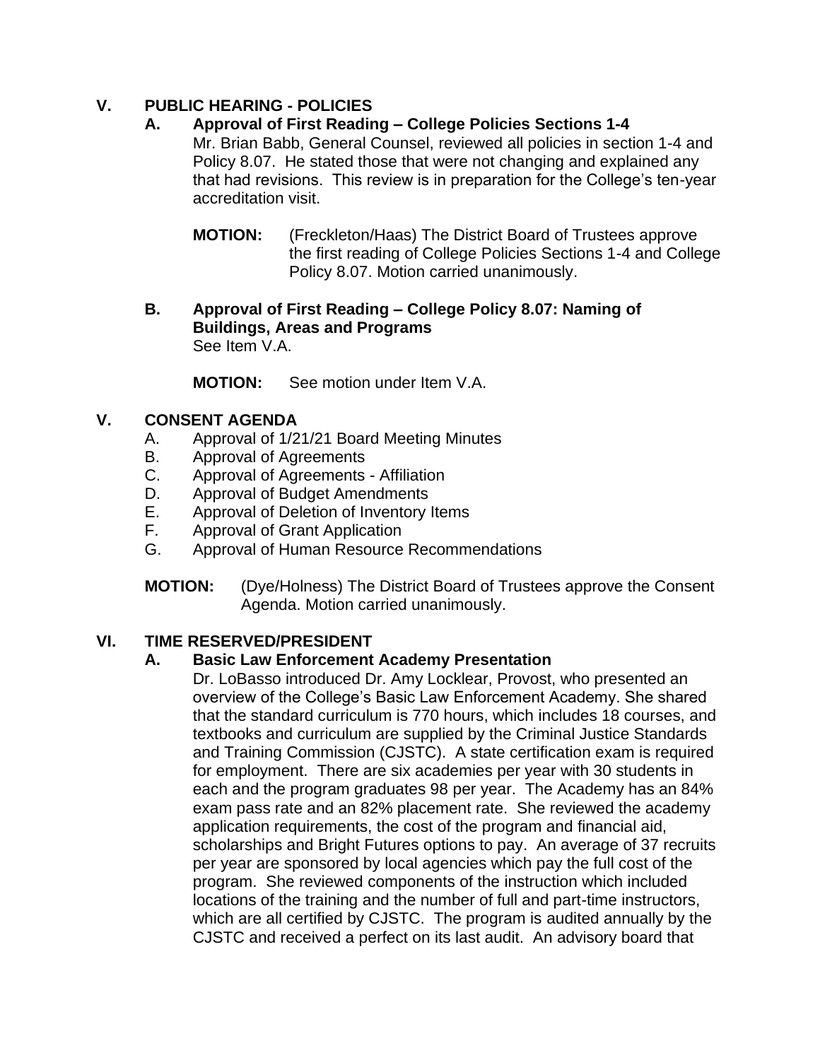## V. PUBLIC HEARING - POLICIES

### A. Approval of First Reading – College Policies Sections 1-4

Mr. Brian Babb, General Counsel, reviewed all policies in section 1-4 and Policy 8.07. He stated those that were not changing and explained any that had revisions. This review is in preparation for the College's ten-year accreditation visit.

**MOTION:** (Freckleton/Haas) The District Board of Trustees approve the first reading of College Policies Sections 1-4 and College Policy 8.07. Motion carried unanimously.

### B. Approval of First Reading – College Policy 8.07: Naming of Buildings, Areas and Programs

See Item V.A.

**MOTION:** See motion under Item V.A.

## V. CONSENT AGENDA

A. Approval of 1/21/21 Board Meeting Minutes
B. Approval of Agreements
C. Approval of Agreements - Affiliation
D. Approval of Budget Amendments
E. Approval of Deletion of Inventory Items
F. Approval of Grant Application
G. Approval of Human Resource Recommendations

**MOTION:** (Dye/Holness) The District Board of Trustees approve the Consent Agenda. Motion carried unanimously.

## VI. TIME RESERVED/PRESIDENT

### A. Basic Law Enforcement Academy Presentation

Dr. LoBasso introduced Dr. Amy Locklear, Provost, who presented an overview of the College's Basic Law Enforcement Academy. She shared that the standard curriculum is 770 hours, which includes 18 courses, and textbooks and curriculum are supplied by the Criminal Justice Standards and Training Commission (CJSTC). A state certification exam is required for employment. There are six academies per year with 30 students in each and the program graduates 98 per year. The Academy has an 84% exam pass rate and an 82% placement rate. She reviewed the academy application requirements, the cost of the program and financial aid, scholarships and Bright Futures options to pay. An average of 37 recruits per year are sponsored by local agencies which pay the full cost of the program. She reviewed components of the instruction which included locations of the training and the number of full and part-time instructors, which are all certified by CJSTC. The program is audited annually by the CJSTC and received a perfect on its last audit. An advisory board that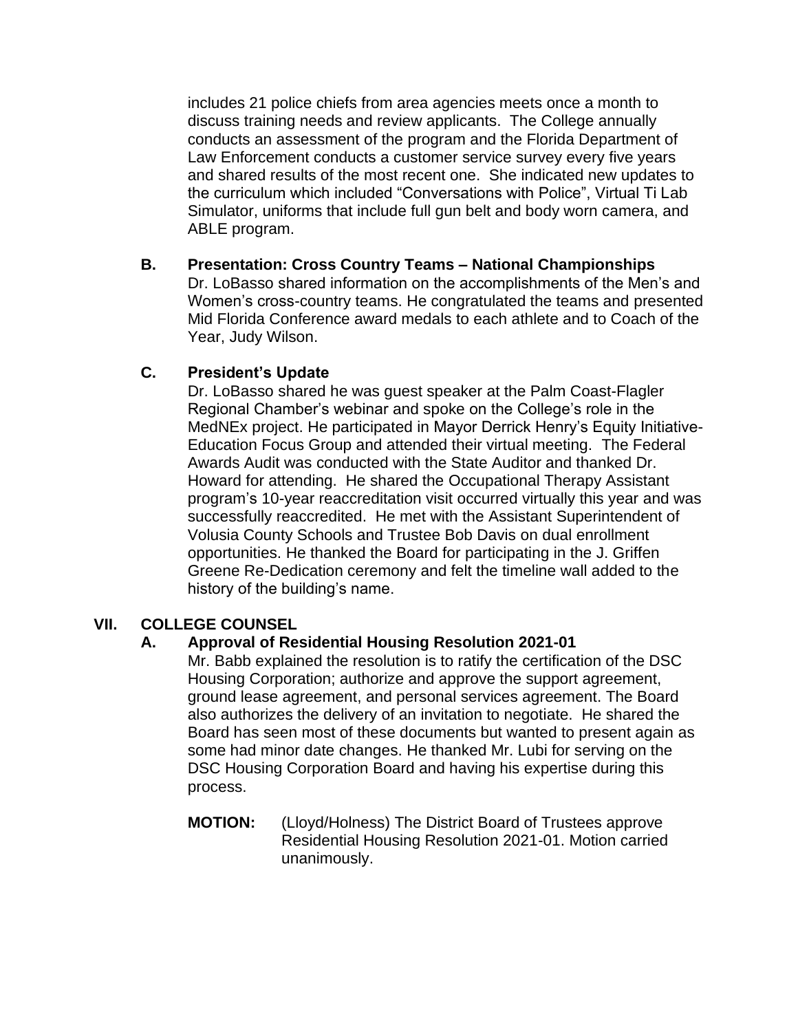includes 21 police chiefs from area agencies meets once a month to discuss training needs and review applicants. The College annually conducts an assessment of the program and the Florida Department of Law Enforcement conducts a customer service survey every five years and shared results of the most recent one. She indicated new updates to the curriculum which included "Conversations with Police", Virtual Ti Lab Simulator, uniforms that include full gun belt and body worn camera, and ABLE program.

### B. Presentation: Cross Country Teams – National Championships

Dr. LoBasso shared information on the accomplishments of the Men's and Women's cross-country teams. He congratulated the teams and presented Mid Florida Conference award medals to each athlete and to Coach of the Year, Judy Wilson.

### C. President's Update

Dr. LoBasso shared he was guest speaker at the Palm Coast-Flagler Regional Chamber's webinar and spoke on the College's role in the MedNEx project. He participated in Mayor Derrick Henry's Equity Initiative-Education Focus Group and attended their virtual meeting. The Federal Awards Audit was conducted with the State Auditor and thanked Dr. Howard for attending. He shared the Occupational Therapy Assistant program's 10-year reaccreditation visit occurred virtually this year and was successfully reaccredited. He met with the Assistant Superintendent of Volusia County Schools and Trustee Bob Davis on dual enrollment opportunities. He thanked the Board for participating in the J. Griffen Greene Re-Dedication ceremony and felt the timeline wall added to the history of the building's name.

## VII. COLLEGE COUNSEL

### A. Approval of Residential Housing Resolution 2021-01

Mr. Babb explained the resolution is to ratify the certification of the DSC Housing Corporation; authorize and approve the support agreement, ground lease agreement, and personal services agreement. The Board also authorizes the delivery of an invitation to negotiate. He shared the Board has seen most of these documents but wanted to present again as some had minor date changes. He thanked Mr. Lubi for serving on the DSC Housing Corporation Board and having his expertise during this process.

**MOTION:** (Lloyd/Holness) The District Board of Trustees approve Residential Housing Resolution 2021-01. Motion carried unanimously.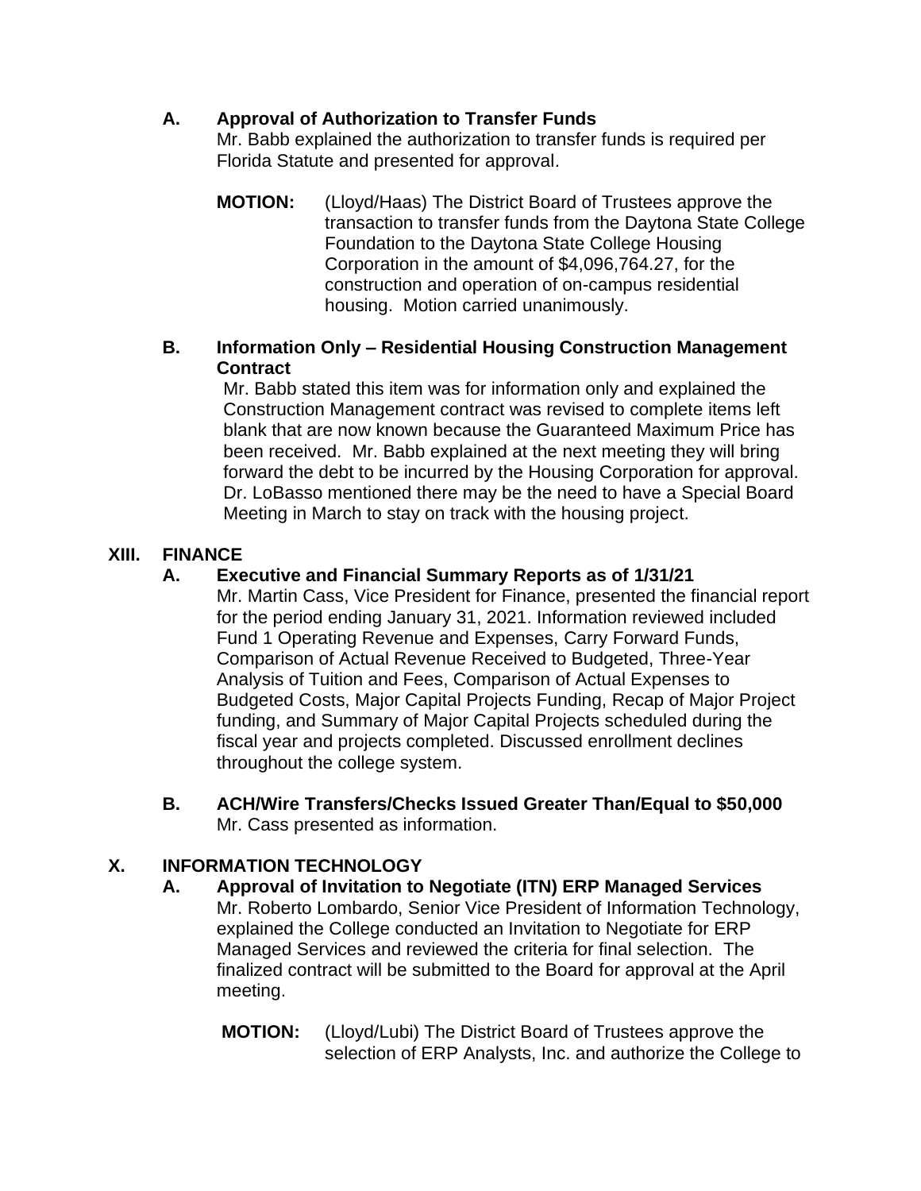### A. Approval of Authorization to Transfer Funds

Mr. Babb explained the authorization to transfer funds is required per Florida Statute and presented for approval.

**MOTION:** (Lloyd/Haas) The District Board of Trustees approve the transaction to transfer funds from the Daytona State College Foundation to the Daytona State College Housing Corporation in the amount of $4,096,764.27, for the construction and operation of on-campus residential housing. Motion carried unanimously.

### B. Information Only – Residential Housing Construction Management Contract

Mr. Babb stated this item was for information only and explained the Construction Management contract was revised to complete items left blank that are now known because the Guaranteed Maximum Price has been received. Mr. Babb explained at the next meeting they will bring forward the debt to be incurred by the Housing Corporation for approval. Dr. LoBasso mentioned there may be the need to have a Special Board Meeting in March to stay on track with the housing project.

## XIII. FINANCE

### A. Executive and Financial Summary Reports as of 1/31/21

Mr. Martin Cass, Vice President for Finance, presented the financial report for the period ending January 31, 2021. Information reviewed included Fund 1 Operating Revenue and Expenses, Carry Forward Funds, Comparison of Actual Revenue Received to Budgeted, Three-Year Analysis of Tuition and Fees, Comparison of Actual Expenses to Budgeted Costs, Major Capital Projects Funding, Recap of Major Project funding, and Summary of Major Capital Projects scheduled during the fiscal year and projects completed. Discussed enrollment declines throughout the college system.

### B. ACH/Wire Transfers/Checks Issued Greater Than/Equal to $50,000

Mr. Cass presented as information.

## X. INFORMATION TECHNOLOGY

### A. Approval of Invitation to Negotiate (ITN) ERP Managed Services

Mr. Roberto Lombardo, Senior Vice President of Information Technology, explained the College conducted an Invitation to Negotiate for ERP Managed Services and reviewed the criteria for final selection. The finalized contract will be submitted to the Board for approval at the April meeting.

**MOTION:** (Lloyd/Lubi) The District Board of Trustees approve the selection of ERP Analysts, Inc. and authorize the College to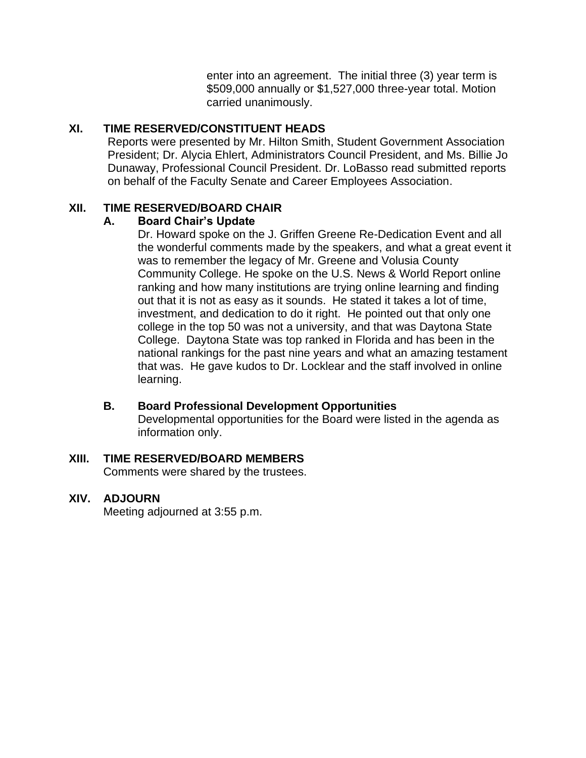enter into an agreement. The initial three (3) year term is $509,000 annually or $1,527,000 three-year total. Motion carried unanimously.

## XI. TIME RESERVED/CONSTITUENT HEADS

Reports were presented by Mr. Hilton Smith, Student Government Association President; Dr. Alycia Ehlert, Administrators Council President, and Ms. Billie Jo Dunaway, Professional Council President. Dr. LoBasso read submitted reports on behalf of the Faculty Senate and Career Employees Association.

## XII. TIME RESERVED/BOARD CHAIR

### A. Board Chair's Update

Dr. Howard spoke on the J. Griffen Greene Re-Dedication Event and all the wonderful comments made by the speakers, and what a great event it was to remember the legacy of Mr. Greene and Volusia County Community College. He spoke on the U.S. News & World Report online ranking and how many institutions are trying online learning and finding out that it is not as easy as it sounds. He stated it takes a lot of time, investment, and dedication to do it right. He pointed out that only one college in the top 50 was not a university, and that was Daytona State College. Daytona State was top ranked in Florida and has been in the national rankings for the past nine years and what an amazing testament that was. He gave kudos to Dr. Locklear and the staff involved in online learning.

### B. Board Professional Development Opportunities

Developmental opportunities for the Board were listed in the agenda as information only.

## XIII. TIME RESERVED/BOARD MEMBERS

Comments were shared by the trustees.

## XIV. ADJOURN

Meeting adjourned at 3:55 p.m.